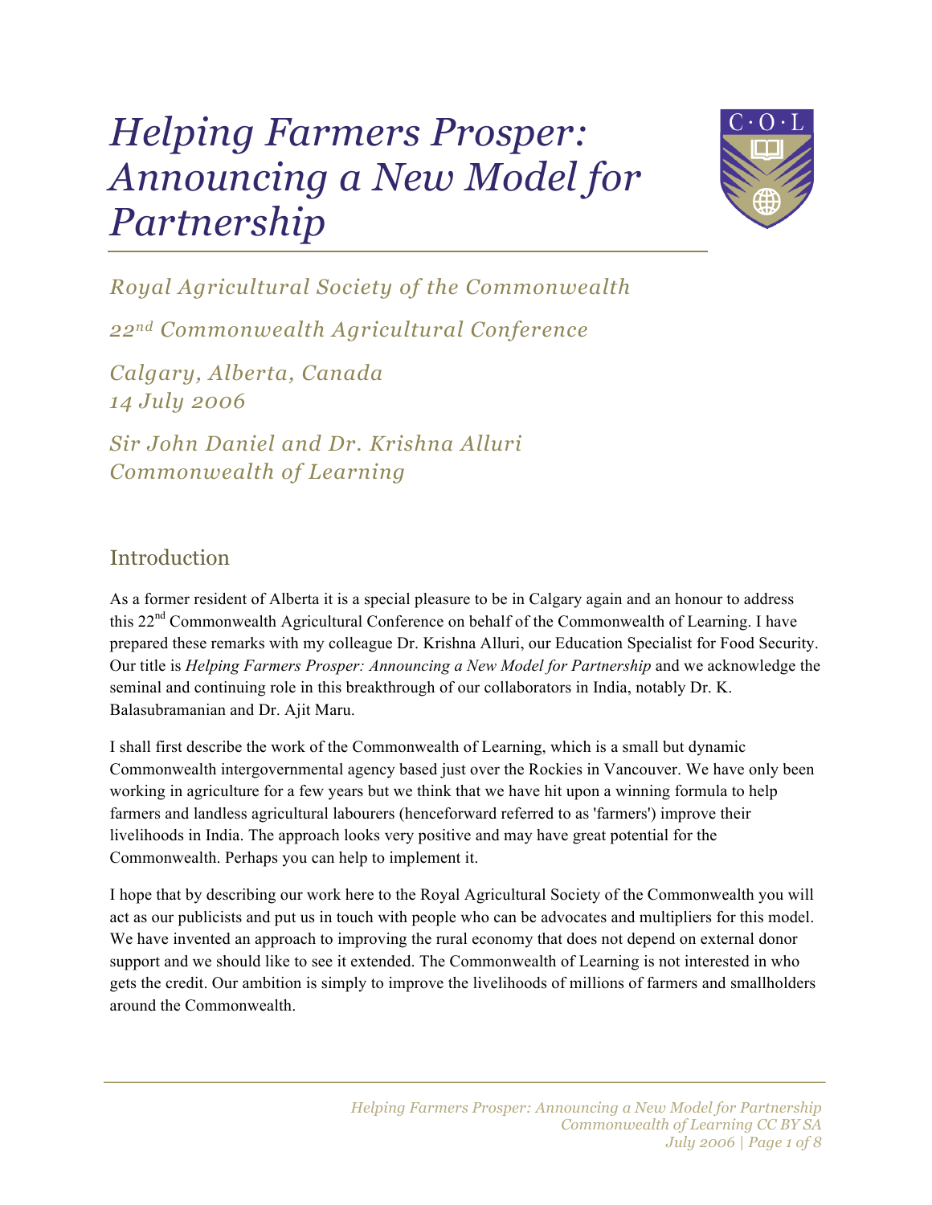# *Helping Farmers Prosper: Announcing a New Model for Partnership*

*Royal Agricultural Society of the Commonwealth*

*22nd Commonwealth Agricultural Conference*

*Calgary, Alberta, Canada*
*14 July 2006*

*Sir John Daniel and Dr. Krishna Alluri*
*Commonwealth of Learning*

## Introduction

As a former resident of Alberta it is a special pleasure to be in Calgary again and an honour to address this 22nd Commonwealth Agricultural Conference on behalf of the Commonwealth of Learning. I have prepared these remarks with my colleague Dr. Krishna Alluri, our Education Specialist for Food Security. Our title is *Helping Farmers Prosper: Announcing a New Model for Partnership* and we acknowledge the seminal and continuing role in this breakthrough of our collaborators in India, notably Dr. K. Balasubramanian and Dr. Ajit Maru.

I shall first describe the work of the Commonwealth of Learning, which is a small but dynamic Commonwealth intergovernmental agency based just over the Rockies in Vancouver. We have only been working in agriculture for a few years but we think that we have hit upon a winning formula to help farmers and landless agricultural labourers (henceforward referred to as 'farmers') improve their livelihoods in India. The approach looks very positive and may have great potential for the Commonwealth. Perhaps you can help to implement it.

I hope that by describing our work here to the Royal Agricultural Society of the Commonwealth you will act as our publicists and put us in touch with people who can be advocates and multipliers for this model. We have invented an approach to improving the rural economy that does not depend on external donor support and we should like to see it extended. The Commonwealth of Learning is not interested in who gets the credit. Our ambition is simply to improve the livelihoods of millions of farmers and smallholders around the Commonwealth.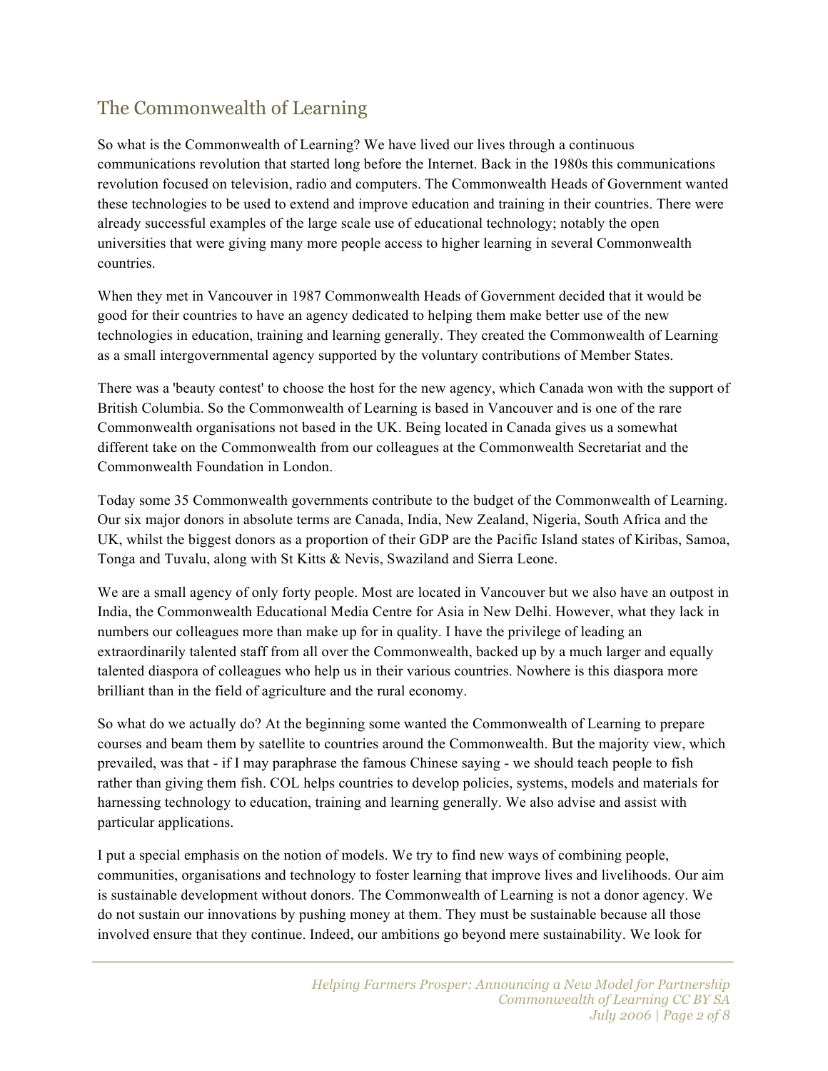## The Commonwealth of Learning

So what is the Commonwealth of Learning? We have lived our lives through a continuous communications revolution that started long before the Internet. Back in the 1980s this communications revolution focused on television, radio and computers. The Commonwealth Heads of Government wanted these technologies to be used to extend and improve education and training in their countries. There were already successful examples of the large scale use of educational technology; notably the open universities that were giving many more people access to higher learning in several Commonwealth countries.

When they met in Vancouver in 1987 Commonwealth Heads of Government decided that it would be good for their countries to have an agency dedicated to helping them make better use of the new technologies in education, training and learning generally. They created the Commonwealth of Learning as a small intergovernmental agency supported by the voluntary contributions of Member States.

There was a 'beauty contest' to choose the host for the new agency, which Canada won with the support of British Columbia. So the Commonwealth of Learning is based in Vancouver and is one of the rare Commonwealth organisations not based in the UK. Being located in Canada gives us a somewhat different take on the Commonwealth from our colleagues at the Commonwealth Secretariat and the Commonwealth Foundation in London.

Today some 35 Commonwealth governments contribute to the budget of the Commonwealth of Learning. Our six major donors in absolute terms are Canada, India, New Zealand, Nigeria, South Africa and the UK, whilst the biggest donors as a proportion of their GDP are the Pacific Island states of Kiribas, Samoa, Tonga and Tuvalu, along with St Kitts & Nevis, Swaziland and Sierra Leone.

We are a small agency of only forty people. Most are located in Vancouver but we also have an outpost in India, the Commonwealth Educational Media Centre for Asia in New Delhi. However, what they lack in numbers our colleagues more than make up for in quality. I have the privilege of leading an extraordinarily talented staff from all over the Commonwealth, backed up by a much larger and equally talented diaspora of colleagues who help us in their various countries. Nowhere is this diaspora more brilliant than in the field of agriculture and the rural economy.

So what do we actually do? At the beginning some wanted the Commonwealth of Learning to prepare courses and beam them by satellite to countries around the Commonwealth. But the majority view, which prevailed, was that - if I may paraphrase the famous Chinese saying - we should teach people to fish rather than giving them fish. COL helps countries to develop policies, systems, models and materials for harnessing technology to education, training and learning generally. We also advise and assist with particular applications.

I put a special emphasis on the notion of models. We try to find new ways of combining people, communities, organisations and technology to foster learning that improve lives and livelihoods. Our aim is sustainable development without donors. The Commonwealth of Learning is not a donor agency. We do not sustain our innovations by pushing money at them. They must be sustainable because all those involved ensure that they continue. Indeed, our ambitions go beyond mere sustainability. We look for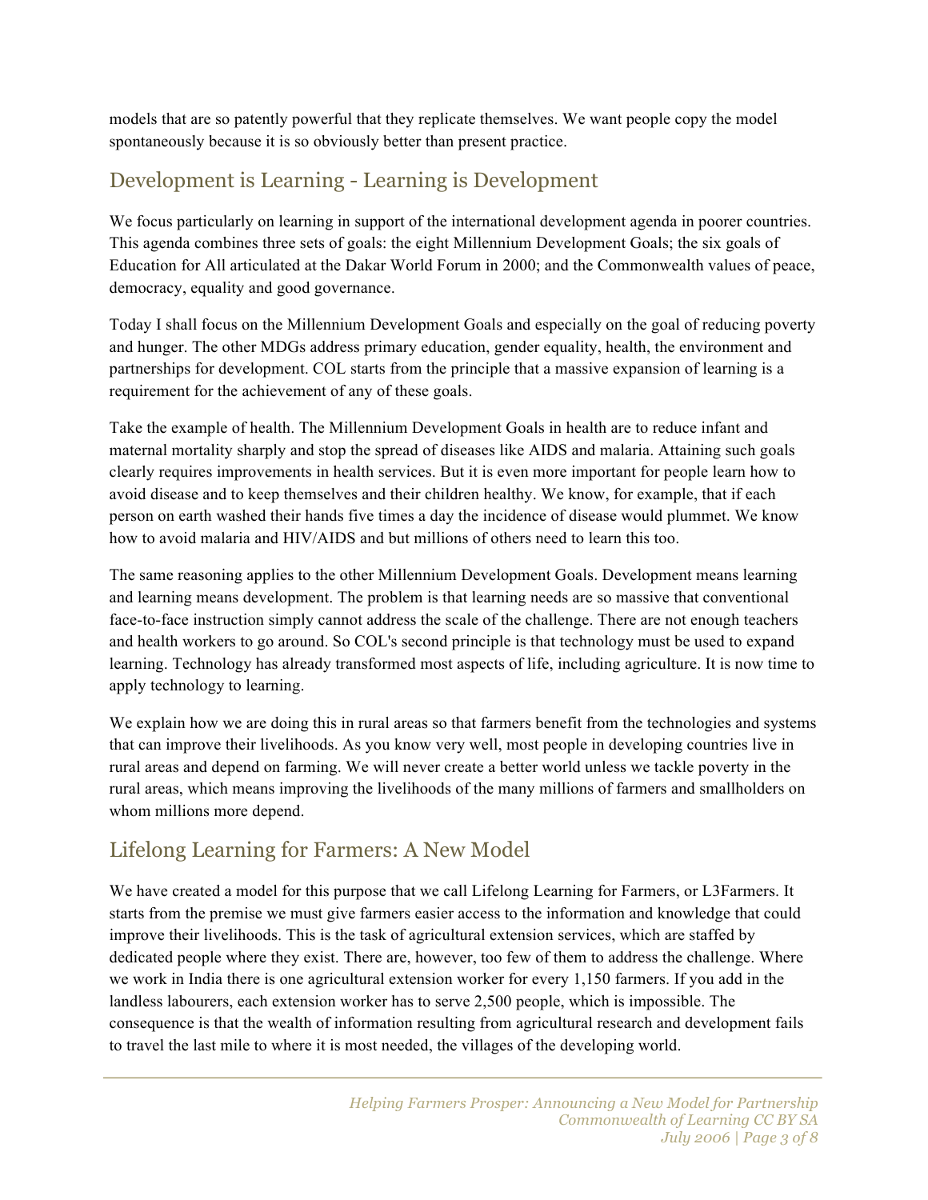models that are so patently powerful that they replicate themselves. We want people copy the model spontaneously because it is so obviously better than present practice.

## Development is Learning - Learning is Development

We focus particularly on learning in support of the international development agenda in poorer countries. This agenda combines three sets of goals: the eight Millennium Development Goals; the six goals of Education for All articulated at the Dakar World Forum in 2000; and the Commonwealth values of peace, democracy, equality and good governance.

Today I shall focus on the Millennium Development Goals and especially on the goal of reducing poverty and hunger. The other MDGs address primary education, gender equality, health, the environment and partnerships for development. COL starts from the principle that a massive expansion of learning is a requirement for the achievement of any of these goals.

Take the example of health. The Millennium Development Goals in health are to reduce infant and maternal mortality sharply and stop the spread of diseases like AIDS and malaria. Attaining such goals clearly requires improvements in health services. But it is even more important for people learn how to avoid disease and to keep themselves and their children healthy. We know, for example, that if each person on earth washed their hands five times a day the incidence of disease would plummet. We know how to avoid malaria and HIV/AIDS and but millions of others need to learn this too.

The same reasoning applies to the other Millennium Development Goals. Development means learning and learning means development. The problem is that learning needs are so massive that conventional face-to-face instruction simply cannot address the scale of the challenge. There are not enough teachers and health workers to go around. So COL's second principle is that technology must be used to expand learning. Technology has already transformed most aspects of life, including agriculture. It is now time to apply technology to learning.

We explain how we are doing this in rural areas so that farmers benefit from the technologies and systems that can improve their livelihoods. As you know very well, most people in developing countries live in rural areas and depend on farming. We will never create a better world unless we tackle poverty in the rural areas, which means improving the livelihoods of the many millions of farmers and smallholders on whom millions more depend.

## Lifelong Learning for Farmers: A New Model

We have created a model for this purpose that we call Lifelong Learning for Farmers, or L3Farmers. It starts from the premise we must give farmers easier access to the information and knowledge that could improve their livelihoods. This is the task of agricultural extension services, which are staffed by dedicated people where they exist. There are, however, too few of them to address the challenge. Where we work in India there is one agricultural extension worker for every 1,150 farmers. If you add in the landless labourers, each extension worker has to serve 2,500 people, which is impossible. The consequence is that the wealth of information resulting from agricultural research and development fails to travel the last mile to where it is most needed, the villages of the developing world.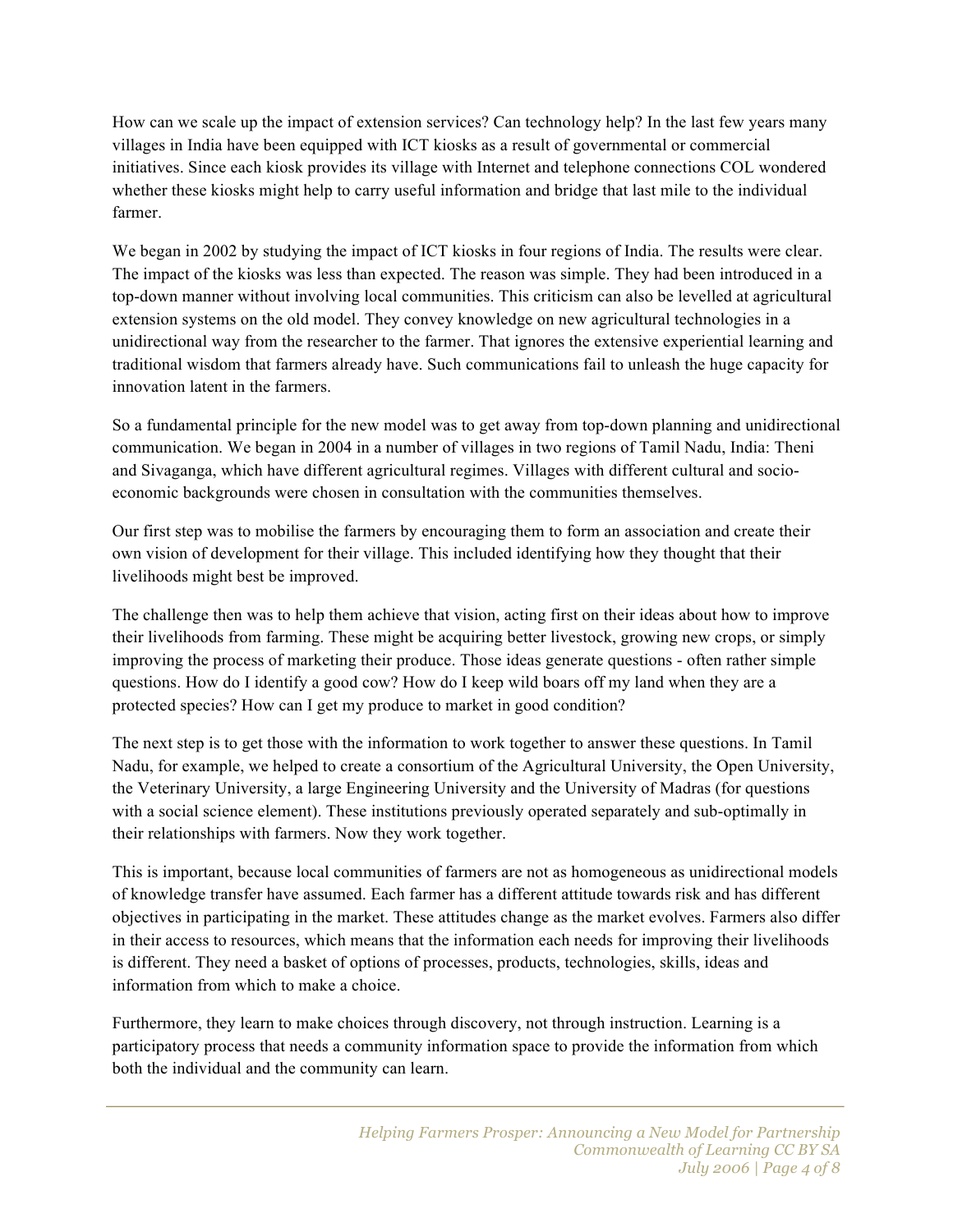How can we scale up the impact of extension services? Can technology help? In the last few years many villages in India have been equipped with ICT kiosks as a result of governmental or commercial initiatives. Since each kiosk provides its village with Internet and telephone connections COL wondered whether these kiosks might help to carry useful information and bridge that last mile to the individual farmer.

We began in 2002 by studying the impact of ICT kiosks in four regions of India. The results were clear. The impact of the kiosks was less than expected. The reason was simple. They had been introduced in a top-down manner without involving local communities. This criticism can also be levelled at agricultural extension systems on the old model. They convey knowledge on new agricultural technologies in a unidirectional way from the researcher to the farmer. That ignores the extensive experiential learning and traditional wisdom that farmers already have. Such communications fail to unleash the huge capacity for innovation latent in the farmers.

So a fundamental principle for the new model was to get away from top-down planning and unidirectional communication. We began in 2004 in a number of villages in two regions of Tamil Nadu, India: Theni and Sivaganga, which have different agricultural regimes. Villages with different cultural and socio-economic backgrounds were chosen in consultation with the communities themselves.

Our first step was to mobilise the farmers by encouraging them to form an association and create their own vision of development for their village. This included identifying how they thought that their livelihoods might best be improved.

The challenge then was to help them achieve that vision, acting first on their ideas about how to improve their livelihoods from farming. These might be acquiring better livestock, growing new crops, or simply improving the process of marketing their produce. Those ideas generate questions - often rather simple questions. How do I identify a good cow? How do I keep wild boars off my land when they are a protected species? How can I get my produce to market in good condition?

The next step is to get those with the information to work together to answer these questions. In Tamil Nadu, for example, we helped to create a consortium of the Agricultural University, the Open University, the Veterinary University, a large Engineering University and the University of Madras (for questions with a social science element). These institutions previously operated separately and sub-optimally in their relationships with farmers. Now they work together.

This is important, because local communities of farmers are not as homogeneous as unidirectional models of knowledge transfer have assumed. Each farmer has a different attitude towards risk and has different objectives in participating in the market. These attitudes change as the market evolves. Farmers also differ in their access to resources, which means that the information each needs for improving their livelihoods is different. They need a basket of options of processes, products, technologies, skills, ideas and information from which to make a choice.

Furthermore, they learn to make choices through discovery, not through instruction. Learning is a participatory process that needs a community information space to provide the information from which both the individual and the community can learn.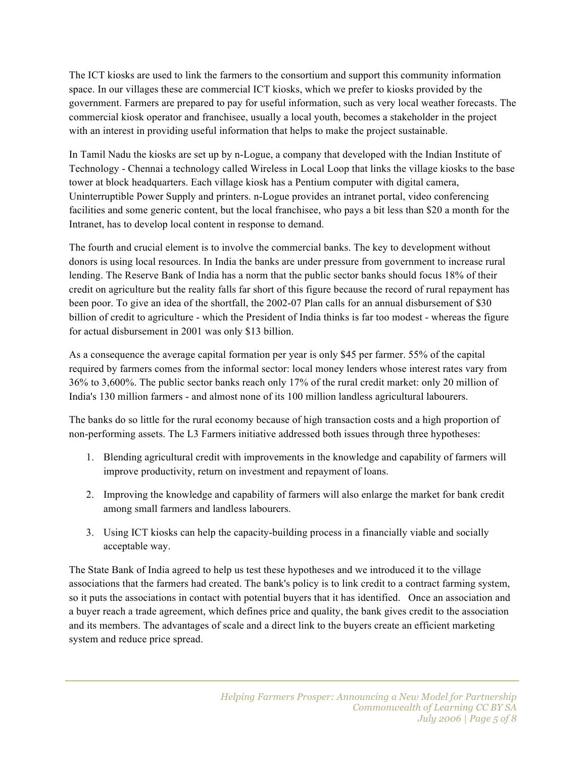The ICT kiosks are used to link the farmers to the consortium and support this community information space. In our villages these are commercial ICT kiosks, which we prefer to kiosks provided by the government. Farmers are prepared to pay for useful information, such as very local weather forecasts. The commercial kiosk operator and franchisee, usually a local youth, becomes a stakeholder in the project with an interest in providing useful information that helps to make the project sustainable.

In Tamil Nadu the kiosks are set up by n-Logue, a company that developed with the Indian Institute of Technology - Chennai a technology called Wireless in Local Loop that links the village kiosks to the base tower at block headquarters. Each village kiosk has a Pentium computer with digital camera, Uninterruptible Power Supply and printers. n-Logue provides an intranet portal, video conferencing facilities and some generic content, but the local franchisee, who pays a bit less than $20 a month for the Intranet, has to develop local content in response to demand.

The fourth and crucial element is to involve the commercial banks. The key to development without donors is using local resources. In India the banks are under pressure from government to increase rural lending. The Reserve Bank of India has a norm that the public sector banks should focus 18% of their credit on agriculture but the reality falls far short of this figure because the record of rural repayment has been poor. To give an idea of the shortfall, the 2002-07 Plan calls for an annual disbursement of $30 billion of credit to agriculture - which the President of India thinks is far too modest - whereas the figure for actual disbursement in 2001 was only $13 billion.

As a consequence the average capital formation per year is only $45 per farmer. 55% of the capital required by farmers comes from the informal sector: local money lenders whose interest rates vary from 36% to 3,600%. The public sector banks reach only 17% of the rural credit market: only 20 million of India's 130 million farmers - and almost none of its 100 million landless agricultural labourers.

The banks do so little for the rural economy because of high transaction costs and a high proportion of non-performing assets. The L3 Farmers initiative addressed both issues through three hypotheses:

1. Blending agricultural credit with improvements in the knowledge and capability of farmers will improve productivity, return on investment and repayment of loans.

2. Improving the knowledge and capability of farmers will also enlarge the market for bank credit among small farmers and landless labourers.

3. Using ICT kiosks can help the capacity-building process in a financially viable and socially acceptable way.

The State Bank of India agreed to help us test these hypotheses and we introduced it to the village associations that the farmers had created. The bank's policy is to link credit to a contract farming system, so it puts the associations in contact with potential buyers that it has identified. Once an association and a buyer reach a trade agreement, which defines price and quality, the bank gives credit to the association and its members. The advantages of scale and a direct link to the buyers create an efficient marketing system and reduce price spread.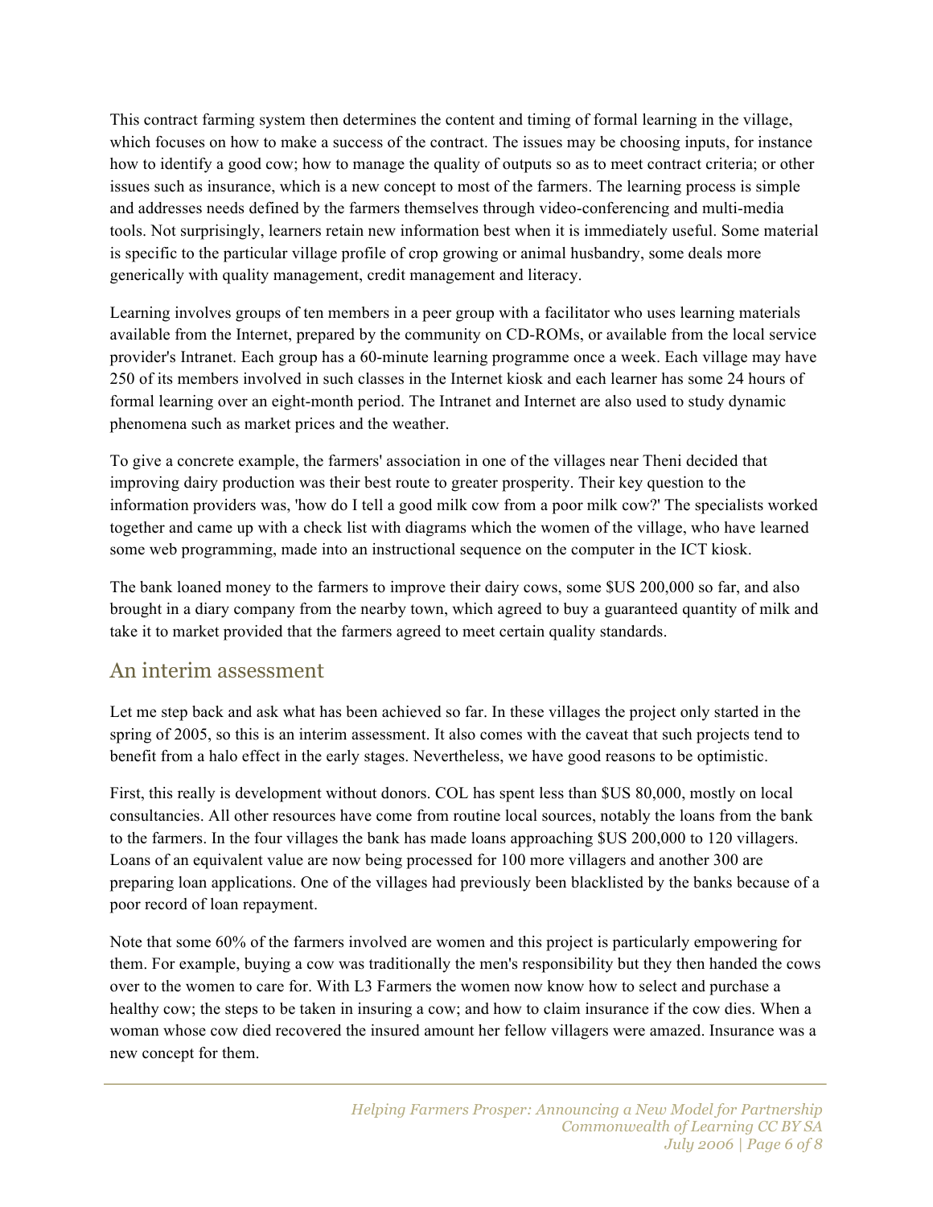This contract farming system then determines the content and timing of formal learning in the village, which focuses on how to make a success of the contract. The issues may be choosing inputs, for instance how to identify a good cow; how to manage the quality of outputs so as to meet contract criteria; or other issues such as insurance, which is a new concept to most of the farmers. The learning process is simple and addresses needs defined by the farmers themselves through video-conferencing and multi-media tools. Not surprisingly, learners retain new information best when it is immediately useful. Some material is specific to the particular village profile of crop growing or animal husbandry, some deals more generically with quality management, credit management and literacy.

Learning involves groups of ten members in a peer group with a facilitator who uses learning materials available from the Internet, prepared by the community on CD-ROMs, or available from the local service provider's Intranet. Each group has a 60-minute learning programme once a week. Each village may have 250 of its members involved in such classes in the Internet kiosk and each learner has some 24 hours of formal learning over an eight-month period. The Intranet and Internet are also used to study dynamic phenomena such as market prices and the weather.

To give a concrete example, the farmers' association in one of the villages near Theni decided that improving dairy production was their best route to greater prosperity. Their key question to the information providers was, 'how do I tell a good milk cow from a poor milk cow?' The specialists worked together and came up with a check list with diagrams which the women of the village, who have learned some web programming, made into an instructional sequence on the computer in the ICT kiosk.

The bank loaned money to the farmers to improve their dairy cows, some $US 200,000 so far, and also brought in a diary company from the nearby town, which agreed to buy a guaranteed quantity of milk and take it to market provided that the farmers agreed to meet certain quality standards.

## An interim assessment

Let me step back and ask what has been achieved so far. In these villages the project only started in the spring of 2005, so this is an interim assessment. It also comes with the caveat that such projects tend to benefit from a halo effect in the early stages. Nevertheless, we have good reasons to be optimistic.

First, this really is development without donors. COL has spent less than $US 80,000, mostly on local consultancies. All other resources have come from routine local sources, notably the loans from the bank to the farmers. In the four villages the bank has made loans approaching $US 200,000 to 120 villagers. Loans of an equivalent value are now being processed for 100 more villagers and another 300 are preparing loan applications. One of the villages had previously been blacklisted by the banks because of a poor record of loan repayment.

Note that some 60% of the farmers involved are women and this project is particularly empowering for them. For example, buying a cow was traditionally the men's responsibility but they then handed the cows over to the women to care for. With L3 Farmers the women now know how to select and purchase a healthy cow; the steps to be taken in insuring a cow; and how to claim insurance if the cow dies. When a woman whose cow died recovered the insured amount her fellow villagers were amazed. Insurance was a new concept for them.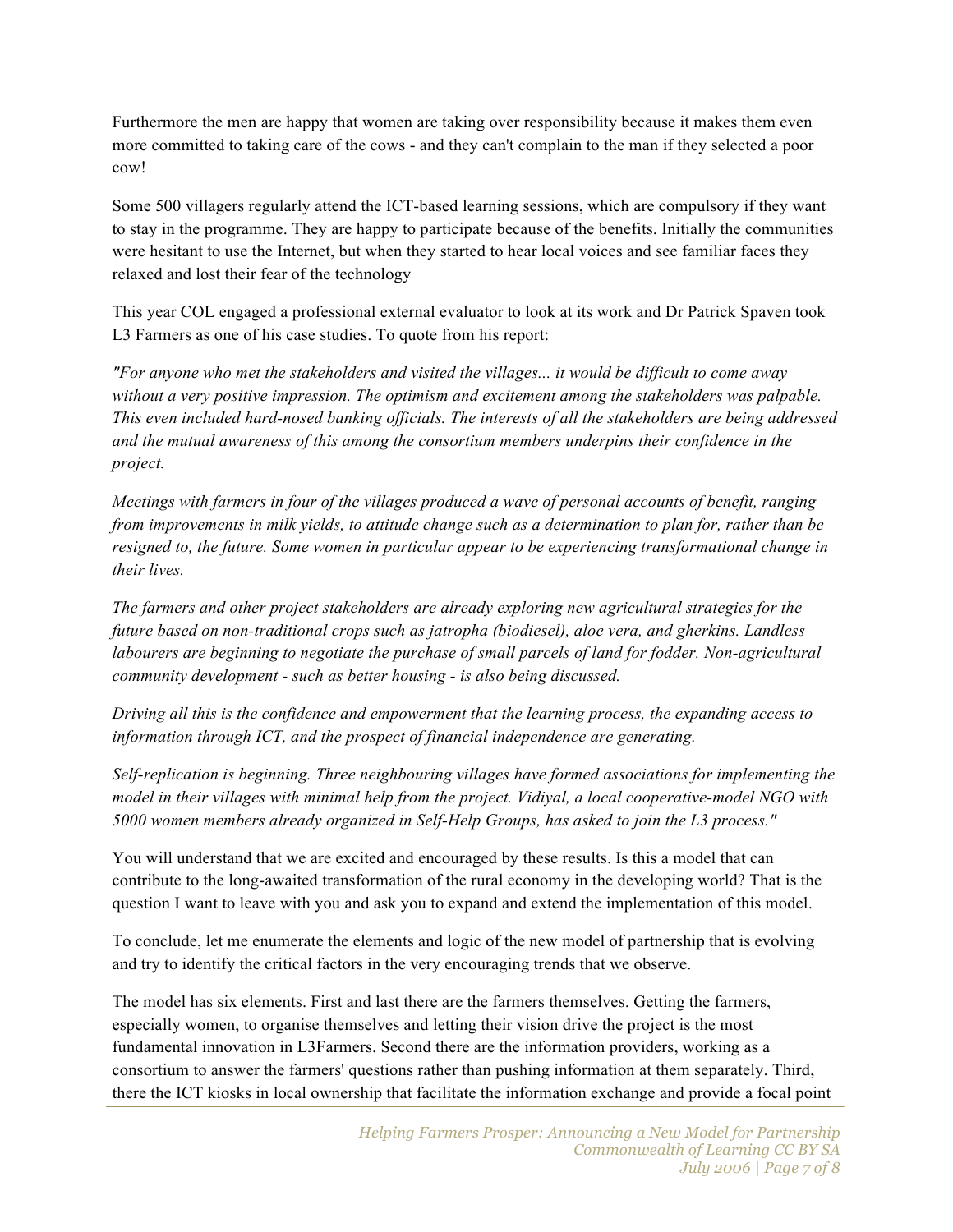Furthermore the men are happy that women are taking over responsibility because it makes them even more committed to taking care of the cows - and they can't complain to the man if they selected a poor cow!

Some 500 villagers regularly attend the ICT-based learning sessions, which are compulsory if they want to stay in the programme. They are happy to participate because of the benefits. Initially the communities were hesitant to use the Internet, but when they started to hear local voices and see familiar faces they relaxed and lost their fear of the technology

This year COL engaged a professional external evaluator to look at its work and Dr Patrick Spaven took L3 Farmers as one of his case studies. To quote from his report:

*"For anyone who met the stakeholders and visited the villages... it would be difficult to come away without a very positive impression. The optimism and excitement among the stakeholders was palpable. This even included hard-nosed banking officials. The interests of all the stakeholders are being addressed and the mutual awareness of this among the consortium members underpins their confidence in the project.*

*Meetings with farmers in four of the villages produced a wave of personal accounts of benefit, ranging from improvements in milk yields, to attitude change such as a determination to plan for, rather than be resigned to, the future. Some women in particular appear to be experiencing transformational change in their lives.*

*The farmers and other project stakeholders are already exploring new agricultural strategies for the future based on non-traditional crops such as jatropha (biodiesel), aloe vera, and gherkins. Landless labourers are beginning to negotiate the purchase of small parcels of land for fodder. Non-agricultural community development - such as better housing - is also being discussed.*

*Driving all this is the confidence and empowerment that the learning process, the expanding access to information through ICT, and the prospect of financial independence are generating.*

*Self-replication is beginning. Three neighbouring villages have formed associations for implementing the model in their villages with minimal help from the project. Vidiyal, a local cooperative-model NGO with 5000 women members already organized in Self-Help Groups, has asked to join the L3 process."*

You will understand that we are excited and encouraged by these results. Is this a model that can contribute to the long-awaited transformation of the rural economy in the developing world? That is the question I want to leave with you and ask you to expand and extend the implementation of this model.

To conclude, let me enumerate the elements and logic of the new model of partnership that is evolving and try to identify the critical factors in the very encouraging trends that we observe.

The model has six elements. First and last there are the farmers themselves. Getting the farmers, especially women, to organise themselves and letting their vision drive the project is the most fundamental innovation in L3Farmers. Second there are the information providers, working as a consortium to answer the farmers' questions rather than pushing information at them separately. Third, there the ICT kiosks in local ownership that facilitate the information exchange and provide a focal point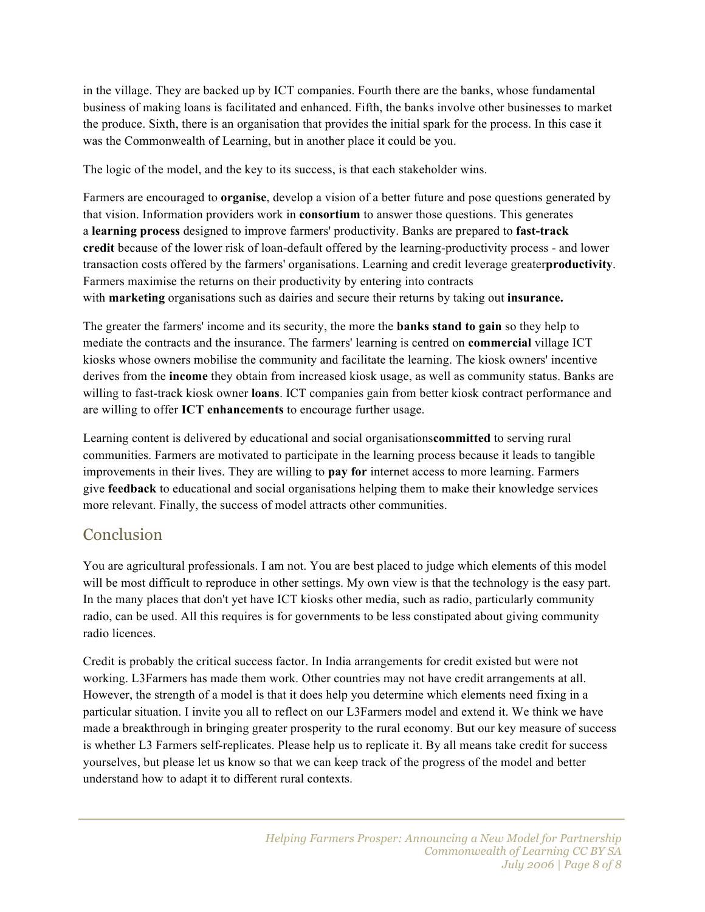in the village. They are backed up by ICT companies. Fourth there are the banks, whose fundamental business of making loans is facilitated and enhanced. Fifth, the banks involve other businesses to market the produce. Sixth, there is an organisation that provides the initial spark for the process. In this case it was the Commonwealth of Learning, but in another place it could be you.

The logic of the model, and the key to its success, is that each stakeholder wins.

Farmers are encouraged to **organise**, develop a vision of a better future and pose questions generated by that vision. Information providers work in **consortium** to answer those questions. This generates a **learning process** designed to improve farmers' productivity. Banks are prepared to **fast-track credit** because of the lower risk of loan-default offered by the learning-productivity process - and lower transaction costs offered by the farmers' organisations. Learning and credit leverage greater**productivity**. Farmers maximise the returns on their productivity by entering into contracts with **marketing** organisations such as dairies and secure their returns by taking out **insurance.**

The greater the farmers' income and its security, the more the **banks stand to gain** so they help to mediate the contracts and the insurance. The farmers' learning is centred on **commercial** village ICT kiosks whose owners mobilise the community and facilitate the learning. The kiosk owners' incentive derives from the **income** they obtain from increased kiosk usage, as well as community status. Banks are willing to fast-track kiosk owner **loans**. ICT companies gain from better kiosk contract performance and are willing to offer **ICT enhancements** to encourage further usage.

Learning content is delivered by educational and social organisations**committed** to serving rural communities. Farmers are motivated to participate in the learning process because it leads to tangible improvements in their lives. They are willing to **pay for** internet access to more learning. Farmers give **feedback** to educational and social organisations helping them to make their knowledge services more relevant. Finally, the success of model attracts other communities.

## Conclusion

You are agricultural professionals. I am not. You are best placed to judge which elements of this model will be most difficult to reproduce in other settings. My own view is that the technology is the easy part. In the many places that don't yet have ICT kiosks other media, such as radio, particularly community radio, can be used. All this requires is for governments to be less constipated about giving community radio licences.

Credit is probably the critical success factor. In India arrangements for credit existed but were not working. L3Farmers has made them work. Other countries may not have credit arrangements at all. However, the strength of a model is that it does help you determine which elements need fixing in a particular situation. I invite you all to reflect on our L3Farmers model and extend it. We think we have made a breakthrough in bringing greater prosperity to the rural economy. But our key measure of success is whether L3 Farmers self-replicates. Please help us to replicate it. By all means take credit for success yourselves, but please let us know so that we can keep track of the progress of the model and better understand how to adapt it to different rural contexts.